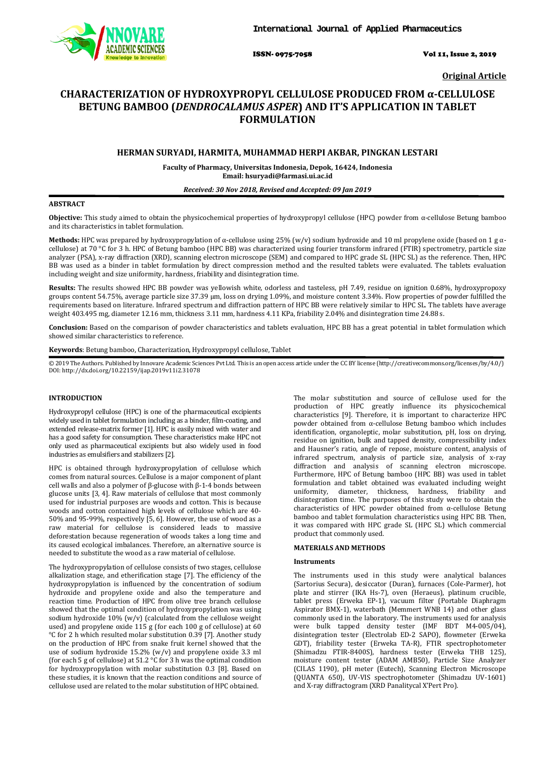**Original Article**

# CHARACTERIZATION OF HYDROXYPROPYL CELLULOSE PRODUCED FROM α-CELLULOSE BETUNG BAMBOO (*DENDROCALAMUS ASPER*) AND IT'S APPLICATION IN TABLET FORMULATION

**HERMAN SURYADI, HARMITA, MUHAMMAD HERPI AKBAR, PINGKAN LESTARI**

**Faculty of Pharmacy, Universitas Indonesia, Depok, 16424, Indonesia**
**Email: hsuryadi@farmasi.ui.ac.id**

*Received: 30 Nov 2018, Revised and Accepted: 09 Jan 2019*

## ABSTRACT

**Objective:** This study aimed to obtain the physicochemical properties of hydroxypropyl cellulose (HPC) powder from α-cellulose Betung bamboo and its characteristics in tablet formulation.

**Methods:** HPC was prepared by hydroxypropylation of α-cellulose using 25% (w/v) sodium hydroxide and 10 ml propylene oxide (based on 1 g α-cellulose) at 70 °C for 3 h. HPC of Betung bamboo (HPC BB) was characterized using fourier transform infrared (FTIR) spectrometry, particle size analyzer (PSA), x-ray diffraction (XRD), scanning electron microscope (SEM) and compared to HPC grade SL (HPC SL) as the reference. Then, HPC BB was used as a binder in tablet formulation by direct compression method and the resulted tablets were evaluated. The tablets evaluation including weight and size uniformity, hardness, friability and disintegration time.

**Results:** The results showed HPC BB powder was yellowish white, odorless and tasteless, pH 7.49, residue on ignition 0.68%, hydroxypropoxy groups content 54.75%, average particle size 37.39 μm, loss on drying 1.09%, and moisture content 3.34%. Flow properties of powder fulfilled the requirements based on literature. Infrared spectrum and diffraction pattern of HPC BB were relatively similar to HPC SL. The tablets have average weight 403.495 mg, diameter 12.16 mm, thickness 3.11 mm, hardness 4.11 KPa, friability 2.04% and disintegration time 24.88 s.

**Conclusion:** Based on the comparison of powder characteristics and tablets evaluation, HPC BB has a great potential in tablet formulation which showed similar characteristics to reference.

**Keywords**: Betung bamboo, Characterization, Hydroxypropyl cellulose, Tablet

© 2019 The Authors. Published by Innovare Academic Sciences Pvt Ltd. This is an open access article under the CC BY license (http://creativecommons.org/licenses/by/4.0/) DOI: http://dx.doi.org/10.22159/ijap.2019v11i2.31078

## INTRODUCTION

Hydroxypropyl cellulose (HPC) is one of the pharmaceutical excipients widely used in tablet formulation including as a binder, film-coating, and extended release-matrix former [1]. HPC is easily mixed with water and has a good safety for consumption. These characteristics make HPC not only used as pharmaceutical excipients but also widely used in food industries as emulsifiers and stabilizers [2].

HPC is obtained through hydroxypropylation of cellulose which comes from natural sources. Cellulose is a major component of plant cell walls and also a polymer of β-glucose with β-1-4 bonds between glucose units [3, 4]. Raw materials of cellulose that most commonly used for industrial purposes are woods and cotton. This is because woods and cotton contained high levels of cellulose which are 40-50% and 95-99%, respectively [5, 6]. However, the use of wood as a raw material for cellulose is considered leads to massive deforestation because regeneration of woods takes a long time and its caused ecological imbalances. Therefore, an alternative source is needed to substitute the wood as a raw material of cellulose.

The hydroxypropylation of cellulose consists of two stages, cellulose alkalization stage, and etherification stage [7]. The efficiency of the hydroxypropylation is influenced by the concentration of sodium hydroxide and propylene oxide and also the temperature and reaction time. Production of HPC from olive tree branch cellulose showed that the optimal condition of hydroxypropylation was using sodium hydroxide 10% (w/v) (calculated from the cellulose weight used) and propylene oxide 115 g (for each 100 g of cellulose) at 60 °C for 2 h which resulted molar substitution 0.39 [7]. Another study on the production of HPC from snake fruit kernel showed that the use of sodium hydroxide 15.2% (w/v) and propylene oxide 3.3 ml (for each 5 g of cellulose) at 51.2 °C for 3 h was the optimal condition for hydroxypropylation with molar substitution 0.3 [8]. Based on these studies, it is known that the reaction conditions and source of cellulose used are related to the molar substitution of HPC obtained.

The molar substitution and source of cellulose used for the production of HPC greatly influence its physicochemical characteristics [9]. Therefore, it is important to characterize HPC powder obtained from α-cellulose Betung bamboo which includes identification, organoleptic, molar substitution, pH, loss on drying, residue on ignition, bulk and tapped density, compressibility index and Hausner's ratio, angle of repose, moisture content, analysis of infrared spectrum, analysis of particle size, analysis of x-ray diffraction and analysis of scanning electron microscope. Furthermore, HPC of Betung bamboo (HPC BB) was used in tablet formulation and tablet obtained was evaluated including weight uniformity, diameter, thickness, hardness, friability and disintegration time. The purposes of this study were to obtain the characteristics of HPC powder obtained from α-cellulose Betung bamboo and tablet formulation characteristics using HPC BB. Then, it was compared with HPC grade SL (HPC SL) which commercial product that commonly used.

## MATERIALS AND METHODS

### Instruments

The instruments used in this study were analytical balances (Sartorius Secura), desiccator (Duran), furnaces (Cole-Parmer), hot plate and stirrer (IKA Hs-7), oven (Heraeus), platinum crucible, tablet press (Erweka EP-1), vacuum filter (Portable Diaphragm Aspirator BMX-1), waterbath (Memmert WNB 14) and other glass commonly used in the laboratory. The instruments used for analysis were bulk tapped density tester (IMF BDT M4-005/04), disintegration tester (Electrolab ED-2 SAPO), flowmeter (Erweka GDT), friability tester (Erweka TA-R), FTIR spectrophotometer (Shimadzu FTIR-8400S), hardness tester (Erweka THB 125), moisture content tester (ADAM AMB50), Particle Size Analyzer (CILAS 1190), pH meter (Eutech), Scanning Electron Microscope (QUANTA 650), UV-VIS spectrophotometer (Shimadzu UV-1601) and X-ray diffractogram (XRD Panalitycal X'Pert Pro).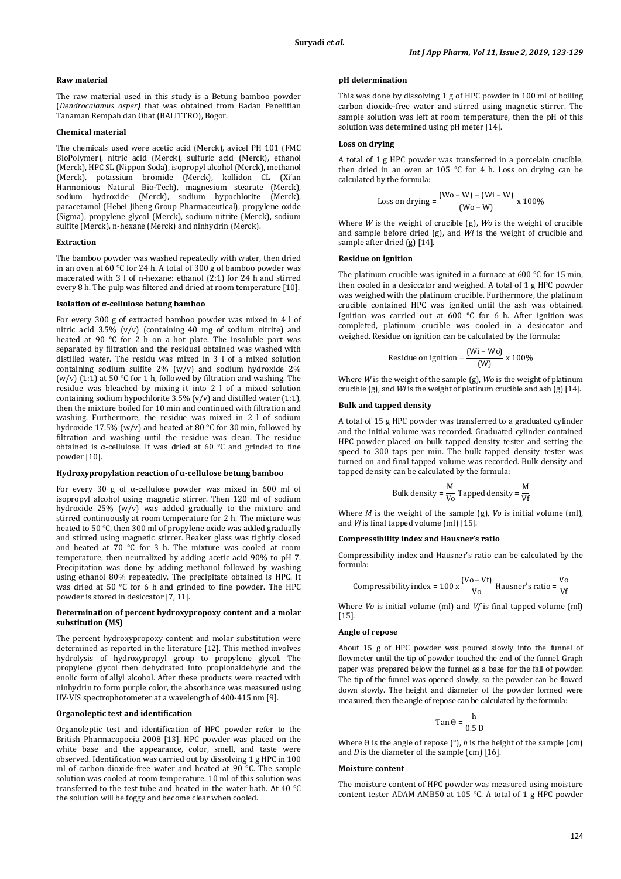#### Raw material

The raw material used in this study is a Betung bamboo powder (*Dendrocalamus asper)* that was obtained from Badan Penelitian Tanaman Rempah dan Obat (BALITTRO), Bogor.

#### Chemical material

The chemicals used were acetic acid (Merck), avicel PH 101 (FMC BioPolymer), nitric acid (Merck), sulfuric acid (Merck), ethanol (Merck), HPC SL (Nippon Soda), isopropyl alcohol (Merck), methanol (Merck), potassium bromide (Merck), kollidon CL (Xi'an Harmonious Natural Bio-Tech), magnesium stearate (Merck), sodium hydroxide (Merck), sodium hypochlorite (Merck), paracetamol (Hebei Jiheng Group Pharmaceutical), propylene oxide (Sigma), propylene glycol (Merck), sodium nitrite (Merck), sodium sulfite (Merck), n-hexane (Merck) and ninhydrin (Merck).

#### Extraction

The bamboo powder was washed repeatedly with water, then dried in an oven at 60 °C for 24 h. A total of 300 g of bamboo powder was macerated with 3 l of n-hexane: ethanol (2:1) for 24 h and stirred every 8 h. The pulp was filtered and dried at room temperature [10].

#### Isolation of α-cellulose betung bamboo

For every 300 g of extracted bamboo powder was mixed in 4 l of nitric acid 3.5% (v/v) (containing 40 mg of sodium nitrite) and heated at 90 °C for 2 h on a hot plate. The insoluble part was separated by filtration and the residual obtained was washed with distilled water. The residu was mixed in 3 l of a mixed solution containing sodium sulfite 2% (w/v) and sodium hydroxide 2% (w/v) (1:1) at 50 °C for 1 h, followed by filtration and washing. The residue was bleached by mixing it into 2 l of a mixed solution containing sodium hypochlorite 3.5% (v/v) and distilled water (1:1), then the mixture boiled for 10 min and continued with filtration and washing. Furthermore, the residue was mixed in 2 l of sodium hydroxide 17.5% (w/v) and heated at 80 °C for 30 min, followed by filtration and washing until the residue was clean. The residue obtained is α-cellulose. It was dried at 60 °C and grinded to fine powder [10].

#### Hydroxypropylation reaction of α-cellulose betung bamboo

For every 30 g of α-cellulose powder was mixed in 600 ml of isopropyl alcohol using magnetic stirrer. Then 120 ml of sodium hydroxide 25% (w/v) was added gradually to the mixture and stirred continuously at room temperature for 2 h. The mixture was heated to 50 °C, then 300 ml of propylene oxide was added gradually and stirred using magnetic stirrer. Beaker glass was tightly closed and heated at 70 °C for 3 h. The mixture was cooled at room temperature, then neutralized by adding acetic acid 90% to pH 7. Precipitation was done by adding methanol followed by washing using ethanol 80% repeatedly. The precipitate obtained is HPC. It was dried at 50 °C for 6 h and grinded to fine powder. The HPC powder is stored in desiccator [7, 11].

#### Determination of percent hydroxypropoxy content and a molar substitution (MS)

The percent hydroxypropoxy content and molar substitution were determined as reported in the literature [12]. This method involves hydrolysis of hydroxypropyl group to propylene glycol. The propylene glycol then dehydrated into propionaldehyde and the enolic form of allyl alcohol. After these products were reacted with ninhydrin to form purple color, the absorbance was measured using UV-VIS spectrophotometer at a wavelength of 400-415 nm [9].

#### Organoleptic test and identification

Organoleptic test and identification of HPC powder refer to the British Pharmacopoeia 2008 [13]. HPC powder was placed on the white base and the appearance, color, smell, and taste were observed. Identification was carried out by dissolving 1 g HPC in 100 ml of carbon dioxide-free water and heated at 90 °C. The sample solution was cooled at room temperature. 10 ml of this solution was transferred to the test tube and heated in the water bath. At 40 °C the solution will be foggy and become clear when cooled.

#### pH determination

This was done by dissolving 1 g of HPC powder in 100 ml of boiling carbon dioxide-free water and stirred using magnetic stirrer. The sample solution was left at room temperature, then the pH of this solution was determined using pH meter [14].

#### Loss on drying

A total of 1 g HPC powder was transferred in a porcelain crucible, then dried in an oven at 105 °C for 4 h. Loss on drying can be calculated by the formula:

$$\text{Loss on drying} = \frac{(\text{Wo} - \text{W}) - (\text{Wi} - \text{W})}{(\text{Wo} - \text{W})} \times 100\%$$

Where *W* is the weight of crucible (g), *Wo* is the weight of crucible and sample before dried (g), and *Wi* is the weight of crucible and sample after dried (g) [14].

#### Residue on ignition

The platinum crucible was ignited in a furnace at 600 °C for 15 min, then cooled in a desiccator and weighed. A total of 1 g HPC powder was weighed with the platinum crucible. Furthermore, the platinum crucible contained HPC was ignited until the ash was obtained. Ignition was carried out at 600 °C for 6 h. After ignition was completed, platinum crucible was cooled in a desiccator and weighed. Residue on ignition can be calculated by the formula:

$$\text{Residue on ignition} = \frac{(\text{Wi} - \text{Wo})}{(\text{W})} \times 100\%$$

Where *W* is the weight of the sample (g), *Wo* is the weight of platinum crucible (g), and *Wi* is the weight of platinum crucible and ash (g) [14].

#### Bulk and tapped density

A total of 15 g HPC powder was transferred to a graduated cylinder and the initial volume was recorded. Graduated cylinder contained HPC powder placed on bulk tapped density tester and setting the speed to 300 taps per min. The bulk tapped density tester was turned on and final tapped volume was recorded. Bulk density and tapped density can be calculated by the formula:

$$\text{Bulk density} = \frac{\text{M}}{\text{Vo}} \quad \text{Tapped density} = \frac{\text{M}}{\text{Vf}}$$

Where *M* is the weight of the sample (g), *Vo* is initial volume (ml), and *Vf* is final tapped volume (ml) [15].

#### Compressibility index and Hausner's ratio

Compressibility index and Hausner's ratio can be calculated by the formula:

$$\text{Compressibility index} = 100 \times \frac{(\text{Vo} - \text{Vf})}{\text{Vo}} \quad \text{Hausner's ratio} = \frac{\text{Vo}}{\text{Vf}}$$

Where *Vo* is initial volume (ml) and *Vf* is final tapped volume (ml) [15].

#### Angle of repose

About 15 g of HPC powder was poured slowly into the funnel of flowmeter until the tip of powder touched the end of the funnel. Graph paper was prepared below the funnel as a base for the fall of powder. The tip of the funnel was opened slowly, so the powder can be flowed down slowly. The height and diameter of the powder formed were measured, then the angle of repose can be calculated by the formula:

$$\text{Tan}\,\Theta = \frac{\text{h}}{0.5\ \text{D}}$$

Where Θ is the angle of repose (°), *h* is the height of the sample (cm) and *D* is the diameter of the sample (cm) [16].

#### Moisture content

The moisture content of HPC powder was measured using moisture content tester ADAM AMB50 at 105 °C. A total of 1 g HPC powder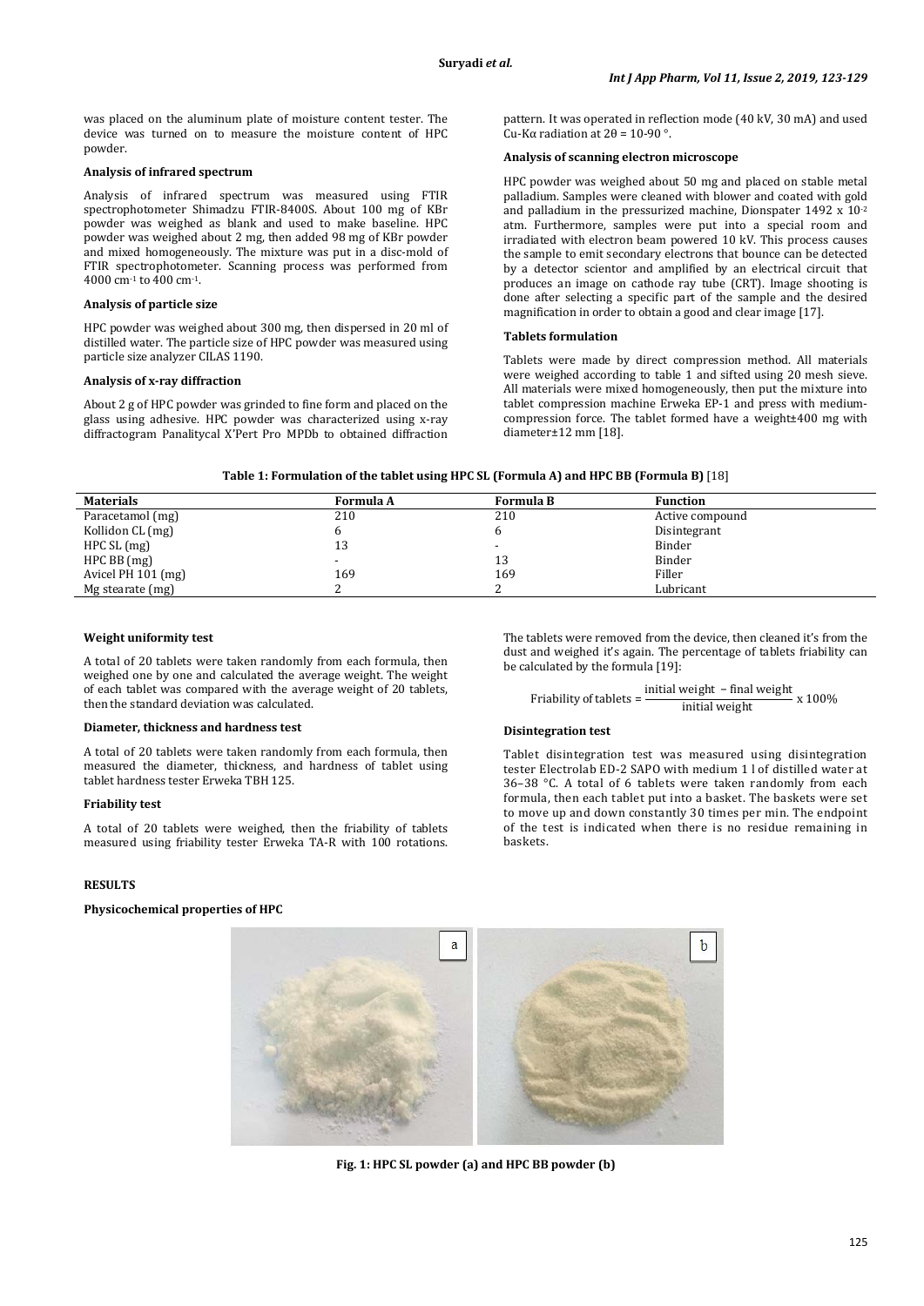was placed on the aluminum plate of moisture content tester. The device was turned on to measure the moisture content of HPC powder.

**Analysis of infrared spectrum**

Analysis of infrared spectrum was measured using FTIR spectrophotometer Shimadzu FTIR-8400S. About 100 mg of KBr powder was weighed as blank and used to make baseline. HPC powder was weighed about 2 mg, then added 98 mg of KBr powder and mixed homogeneously. The mixture was put in a disc-mold of FTIR spectrophotometer. Scanning process was performed from 4000 $cm^{-1}$ to 400 $cm^{-1}$.

**Analysis of particle size**

HPC powder was weighed about 300 mg, then dispersed in 20 ml of distilled water. The particle size of HPC powder was measured using particle size analyzer CILAS 1190.

**Analysis of x-ray diffraction**

About 2 g of HPC powder was grinded to fine form and placed on the glass using adhesive. HPC powder was characterized using x-ray diffractogram Panalitycal X'Pert Pro MPDb to obtained diffraction pattern. It was operated in reflection mode (40 kV, 30 mA) and used Cu-Kα radiation at $2\theta$ = 10-90 °.

**Analysis of scanning electron microscope**

HPC powder was weighed about 50 mg and placed on stable metal palladium. Samples were cleaned with blower and coated with gold and palladium in the pressurized machine, Dionspater 1492 x $10^{-2}$ atm. Furthermore, samples were put into a special room and irradiated with electron beam powered 10 kV. This process causes the sample to emit secondary electrons that bounce can be detected by a detector scientor and amplified by an electrical circuit that produces an image on cathode ray tube (CRT). Image shooting is done after selecting a specific part of the sample and the desired magnification in order to obtain a good and clear image [17].

**Tablets formulation**

Tablets were made by direct compression method. All materials were weighed according to table 1 and sifted using 20 mesh sieve. All materials were mixed homogeneously, then put the mixture into tablet compression machine Erweka EP-1 and press with medium-compression force. The tablet formed have a weight±400 mg with diameter±12 mm [18].

**Table 1: Formulation of the tablet using HPC SL (Formula A) and HPC BB (Formula B)** [18]

| Materials | Formula A | Formula B | Function |
|---|---|---|---|
| Paracetamol (mg) | 210 | 210 | Active compound |
| Kollidon CL (mg) | 6 | 6 | Disintegrant |
| HPC SL (mg) | 13 | - | Binder |
| HPC BB (mg) | - | 13 | Binder |
| Avicel PH 101 (mg) | 169 | 169 | Filler |
| Mg stearate (mg) | 2 | 2 | Lubricant |

**Weight uniformity test**

A total of 20 tablets were taken randomly from each formula, then weighed one by one and calculated the average weight. The weight of each tablet was compared with the average weight of 20 tablets, then the standard deviation was calculated.

**Diameter, thickness and hardness test**

A total of 20 tablets were taken randomly from each formula, then measured the diameter, thickness, and hardness of tablet using tablet hardness tester Erweka TBH 125.

**Friability test**

A total of 20 tablets were weighed, then the friability of tablets measured using friability tester Erweka TA-R with 100 rotations. The tablets were removed from the device, then cleaned it's from the dust and weighed it's again. The percentage of tablets friability can be calculated by the formula [19]:

$$\text{Friability of tablets} = \frac{\text{initial weight} - \text{final weight}}{\text{initial weight}} \times 100\%$$

**Disintegration test**

Tablet disintegration test was measured using disintegration tester Electrolab ED-2 SAPO with medium 1 l of distilled water at 36–38 °C. A total of 6 tablets were taken randomly from each formula, then each tablet put into a basket. The baskets were set to move up and down constantly 30 times per min. The endpoint of the test is indicated when there is no residue remaining in baskets.

**RESULTS**

**Physicochemical properties of HPC**

**Fig. 1: HPC SL powder (a) and HPC BB powder (b)**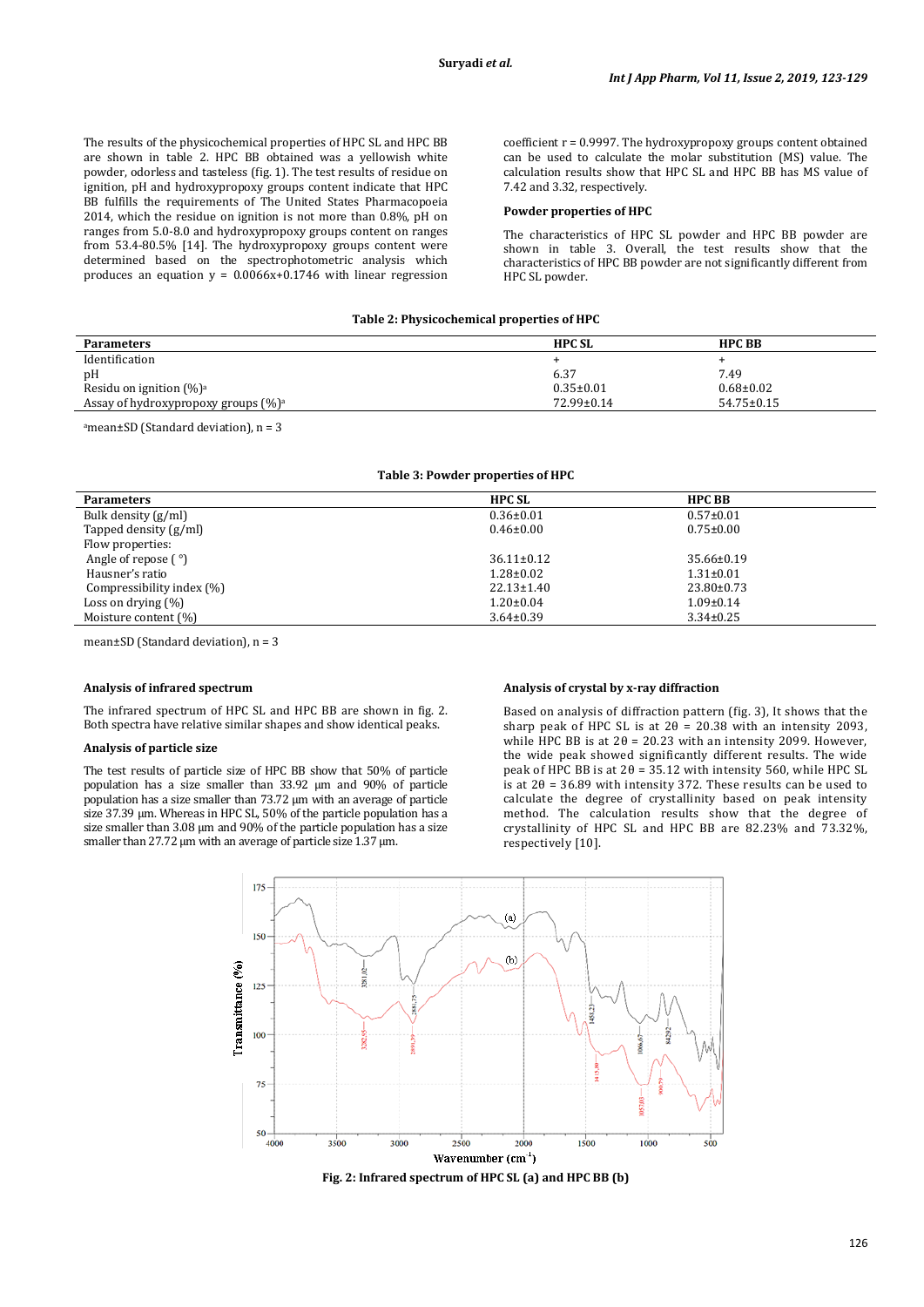The results of the physicochemical properties of HPC SL and HPC BB are shown in table 2. HPC BB obtained was a yellowish white powder, odorless and tasteless (fig. 1). The test results of residue on ignition, pH and hydroxypropoxy groups content indicate that HPC BB fulfills the requirements of The United States Pharmacopoeia 2014, which the residue on ignition is not more than 0.8%, pH on ranges from 5.0-8.0 and hydroxypropoxy groups content on ranges from 53.4-80.5% [14]. The hydroxypropoxy groups content were determined based on the spectrophotometric analysis which produces an equation y = 0.0066x+0.1746 with linear regression coefficient r = 0.9997. The hydroxypropoxy groups content obtained can be used to calculate the molar substitution (MS) value. The calculation results show that HPC SL and HPC BB has MS value of 7.42 and 3.32, respectively.

### Powder properties of HPC

The characteristics of HPC SL powder and HPC BB powder are shown in table 3. Overall, the test results show that the characteristics of HPC BB powder are not significantly different from HPC SL powder.

**Table 2: Physicochemical properties of HPC**

| Parameters | HPC SL | HPC BB |
|---|---|---|
| Identification | + | + |
| pH | 6.37 | 7.49 |
| Residu on ignition (%)[a] | 0.35±0.01 | 0.68±0.02 |
| Assay of hydroxypropoxy groups (%)[a] | 72.99±0.14 | 54.75±0.15 |

[a]mean±SD (Standard deviation), n = 3

**Table 3: Powder properties of HPC**

| Parameters | HPC SL | HPC BB |
|---|---|---|
| Bulk density (g/ml) | 0.36±0.01 | 0.57±0.01 |
| Tapped density (g/ml) | 0.46±0.00 | 0.75±0.00 |
| Flow properties: | | |
| Angle of repose ( °) | 36.11±0.12 | 35.66±0.19 |
| Hausner's ratio | 1.28±0.02 | 1.31±0.01 |
| Compressibility index (%) | 22.13±1.40 | 23.80±0.73 |
| Loss on drying (%) | 1.20±0.04 | 1.09±0.14 |
| Moisture content (%) | 3.64±0.39 | 3.34±0.25 |

mean±SD (Standard deviation), n = 3

### Analysis of infrared spectrum

The infrared spectrum of HPC SL and HPC BB are shown in fig. 2. Both spectra have relative similar shapes and show identical peaks.

### Analysis of particle size

The test results of particle size of HPC BB show that 50% of particle population has a size smaller than 33.92 µm and 90% of particle population has a size smaller than 73.72 µm with an average of particle size 37.39 µm. Whereas in HPC SL, 50% of the particle population has a size smaller than 3.08 µm and 90% of the particle population has a size smaller than 27.72 µm with an average of particle size 1.37 µm.

### Analysis of crystal by x-ray diffraction

Based on analysis of diffraction pattern (fig. 3), It shows that the sharp peak of HPC SL is at 2θ = 20.38 with an intensity 2093, while HPC BB is at 2θ = 20.23 with an intensity 2099. However, the wide peak showed significantly different results. The wide peak of HPC BB is at 2θ = 35.12 with intensity 560, while HPC SL is at 2θ = 36.89 with intensity 372. These results can be used to calculate the degree of crystallinity based on peak intensity method. The calculation results show that the degree of crystallinity of HPC SL and HPC BB are 82.23% and 73.32%, respectively [10].

**Fig. 2: Infrared spectrum of HPC SL (a) and HPC BB (b)**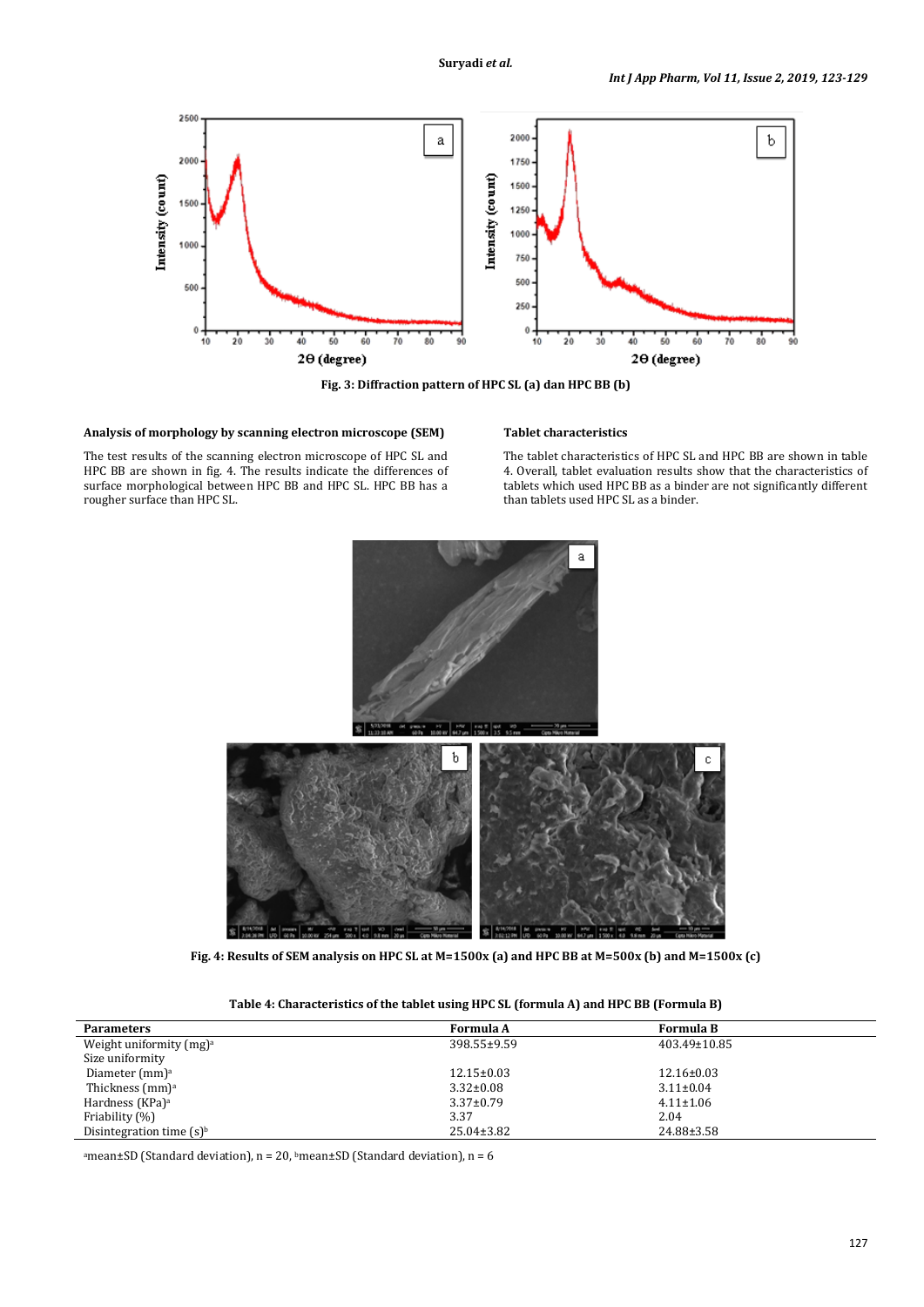Fig. 3: Diffraction pattern of HPC SL (a) dan HPC BB (b)

### Analysis of morphology by scanning electron microscope (SEM)

The test results of the scanning electron microscope of HPC SL and HPC BB are shown in fig. 4. The results indicate the differences of surface morphological between HPC BB and HPC SL. HPC BB has a rougher surface than HPC SL.

### Tablet characteristics

The tablet characteristics of HPC SL and HPC BB are shown in table 4. Overall, tablet evaluation results show that the characteristics of tablets which used HPC BB as a binder are not significantly different than tablets used HPC SL as a binder.

Fig. 4: Results of SEM analysis on HPC SL at M=1500x (a) and HPC BB at M=500x (b) and M=1500x (c)

**Table 4: Characteristics of the tablet using HPC SL (formula A) and HPC BB (Formula B)**

| Parameters | Formula A | Formula B |
|---|---|---|
| Weight uniformity (mg)[a] | 398.55±9.59 | 403.49±10.85 |
| Size uniformity | | |
| Diameter (mm)[a] | 12.15±0.03 | 12.16±0.03 |
| Thickness (mm)[a] | 3.32±0.08 | 3.11±0.04 |
| Hardness (KPa)[a] | 3.37±0.79 | 4.11±1.06 |
| Friability (%) | 3.37 | 2.04 |
| Disintegration time (s)[b] | 25.04±3.82 | 24.88±3.58 |

[a]mean±SD (Standard deviation), n = 20, [b]mean±SD (Standard deviation), n = 6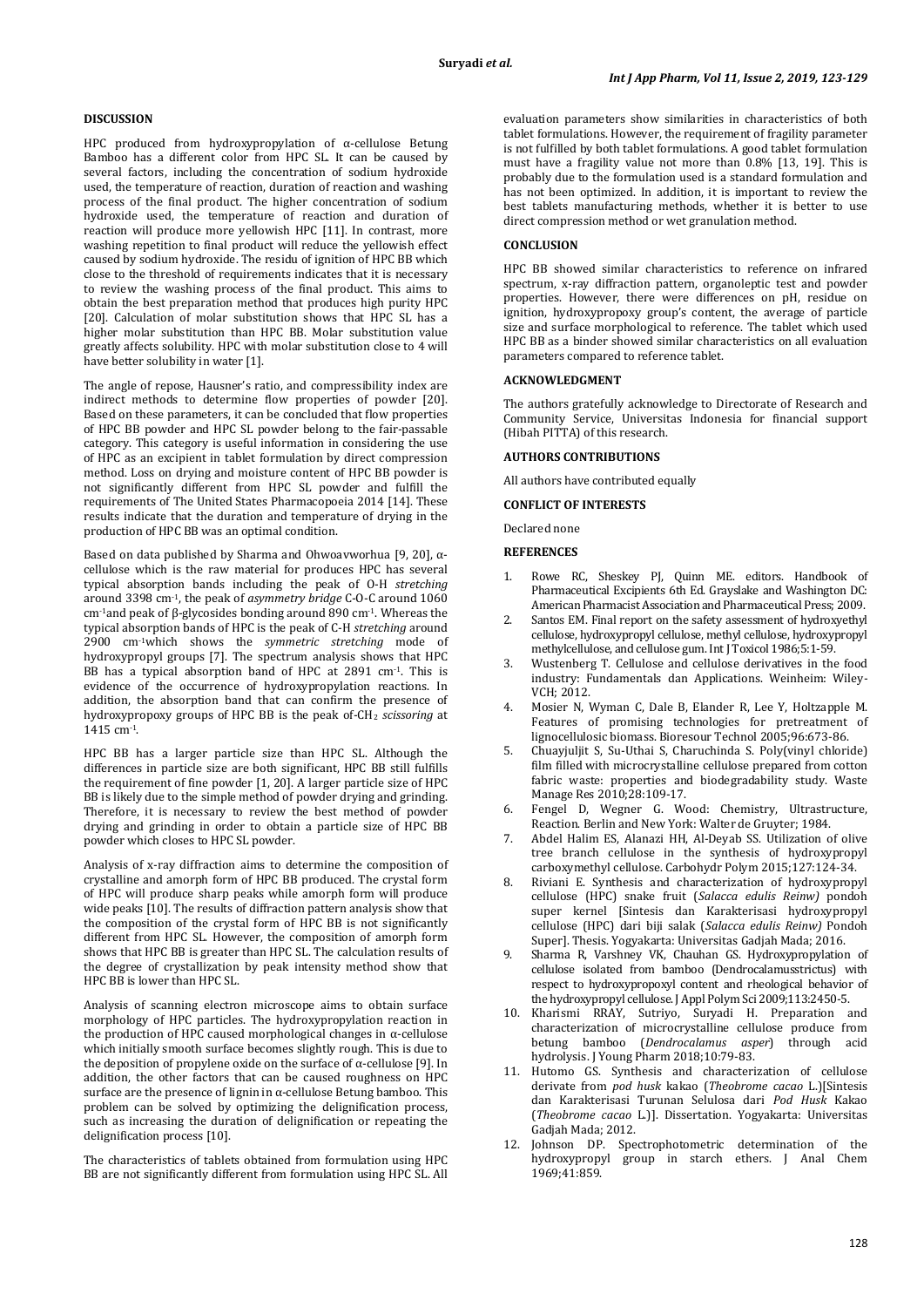## DISCUSSION

HPC produced from hydroxypropylation of α-cellulose Betung Bamboo has a different color from HPC SL. It can be caused by several factors, including the concentration of sodium hydroxide used, the temperature of reaction, duration of reaction and washing process of the final product. The higher concentration of sodium hydroxide used, the temperature of reaction and duration of reaction will produce more yellowish HPC [11]. In contrast, more washing repetition to final product will reduce the yellowish effect caused by sodium hydroxide. The residu of ignition of HPC BB which close to the threshold of requirements indicates that it is necessary to review the washing process of the final product. This aims to obtain the best preparation method that produces high purity HPC [20]. Calculation of molar substitution shows that HPC SL has a higher molar substitution than HPC BB. Molar substitution value greatly affects solubility. HPC with molar substitution close to 4 will have better solubility in water [1].

The angle of repose, Hausner's ratio, and compressibility index are indirect methods to determine flow properties of powder [20]. Based on these parameters, it can be concluded that flow properties of HPC BB powder and HPC SL powder belong to the fair-passable category. This category is useful information in considering the use of HPC as an excipient in tablet formulation by direct compression method. Loss on drying and moisture content of HPC BB powder is not significantly different from HPC SL powder and fulfill the requirements of The United States Pharmacopoeia 2014 [14]. These results indicate that the duration and temperature of drying in the production of HPC BB was an optimal condition.

Based on data published by Sharma and Ohwoavworhua [9, 20], α-cellulose which is the raw material for produces HPC has several typical absorption bands including the peak of O-H *stretching* around 3398 $cm^{-1}$, the peak of *asymmetry bridge* C-O-C around 1060 $cm^{-1}$ and peak of β-glycosides bonding around 890 $cm^{-1}$. Whereas the typical absorption bands of HPC is the peak of C-H *stretching* around 2900 $cm^{-1}$ which shows the *symmetric stretching* mode of hydroxypropyl groups [7]. The spectrum analysis shows that HPC BB has a typical absorption band of HPC at 2891 $cm^{-1}$. This is evidence of the occurrence of hydroxypropylation reactions. In addition, the absorption band that can confirm the presence of hydroxypropoxy groups of HPC BB is the peak of-$CH_2$ *scissoring* at 1415 $cm^{-1}$.

HPC BB has a larger particle size than HPC SL. Although the differences in particle size are both significant, HPC BB still fulfills the requirement of fine powder [1, 20]. A larger particle size of HPC BB is likely due to the simple method of powder drying and grinding. Therefore, it is necessary to review the best method of powder drying and grinding in order to obtain a particle size of HPC BB powder which closes to HPC SL powder.

Analysis of x-ray diffraction aims to determine the composition of crystalline and amorph form of HPC BB produced. The crystal form of HPC will produce sharp peaks while amorph form will produce wide peaks [10]. The results of diffraction pattern analysis show that the composition of the crystal form of HPC BB is not significantly different from HPC SL. However, the composition of amorph form shows that HPC BB is greater than HPC SL. The calculation results of the degree of crystallization by peak intensity method show that HPC BB is lower than HPC SL.

Analysis of scanning electron microscope aims to obtain surface morphology of HPC particles. The hydroxypropylation reaction in the production of HPC caused morphological changes in α-cellulose which initially smooth surface becomes slightly rough. This is due to the deposition of propylene oxide on the surface of α-cellulose [9]. In addition, the other factors that can be caused roughness on HPC surface are the presence of lignin in α-cellulose Betung bamboo. This problem can be solved by optimizing the delignification process, such as increasing the duration of delignification or repeating the delignification process [10].

The characteristics of tablets obtained from formulation using HPC BB are not significantly different from formulation using HPC SL. All evaluation parameters show similarities in characteristics of both tablet formulations. However, the requirement of fragility parameter is not fulfilled by both tablet formulations. A good tablet formulation must have a fragility value not more than 0.8% [13, 19]. This is probably due to the formulation used is a standard formulation and has not been optimized. In addition, it is important to review the best tablets manufacturing methods, whether it is better to use direct compression method or wet granulation method.

## CONCLUSION

HPC BB showed similar characteristics to reference on infrared spectrum, x-ray diffraction pattern, organoleptic test and powder properties. However, there were differences on pH, residue on ignition, hydroxypropoxy group's content, the average of particle size and surface morphological to reference. The tablet which used HPC BB as a binder showed similar characteristics on all evaluation parameters compared to reference tablet.

## ACKNOWLEDGMENT

The authors gratefully acknowledge to Directorate of Research and Community Service, Universitas Indonesia for financial support (Hibah PITTA) of this research.

## AUTHORS CONTRIBUTIONS

All authors have contributed equally

## CONFLICT OF INTERESTS

Declared none

## REFERENCES

1. Rowe RC, Sheskey PJ, Quinn ME. editors. Handbook of Pharmaceutical Excipients 6th Ed. Grayslake and Washington DC: American Pharmacist Association and Pharmaceutical Press; 2009.
2. Santos EM. Final report on the safety assessment of hydroxyethyl cellulose, hydroxypropyl cellulose, methyl cellulose, hydroxypropyl methylcellulose, and cellulose gum. Int J Toxicol 1986;5:1-59.
3. Wustenberg T. Cellulose and cellulose derivatives in the food industry: Fundamentals dan Applications. Weinheim: Wiley-VCH; 2012.
4. Mosier N, Wyman C, Dale B, Elander R, Lee Y, Holtzapple M. Features of promising technologies for pretreatment of lignocellulosic biomass. Bioresour Technol 2005;96:673-86.
5. Chuayjuljit S, Su-Uthai S, Charuchinda S. Poly(vinyl chloride) film filled with microcrystalline cellulose prepared from cotton fabric waste: properties and biodegradability study. Waste Manage Res 2010;28:109-17.
6. Fengel D, Wegner G. Wood: Chemistry, Ultrastructure, Reaction. Berlin and New York: Walter de Gruyter; 1984.
7. Abdel Halim ES, Alanazi HH, Al-Deyab SS. Utilization of olive tree branch cellulose in the synthesis of hydroxypropyl carboxymethyl cellulose. Carbohydr Polym 2015;127:124-34.
8. Riviani E. Synthesis and characterization of hydroxypropyl cellulose (HPC) snake fruit (*Salacca edulis Reinw)* pondoh super kernel [Sintesis dan Karakterisasi hydroxypropyl cellulose (HPC) dari biji salak (*Salacca edulis Reinw)* Pondoh Super]. Thesis. Yogyakarta: Universitas Gadjah Mada; 2016.
9. Sharma R, Varshney VK, Chauhan GS. Hydroxypropylation of cellulose isolated from bamboo (Dendrocalamusstrictus) with respect to hydroxypropoxyl content and rheological behavior of the hydroxypropyl cellulose. J Appl Polym Sci 2009;113:2450-5.
10. Kharismi RRAY, Sutriyo, Suryadi H. Preparation and characterization of microcrystalline cellulose produce from betung bamboo (*Dendrocalamus asper*) through acid hydrolysis. J Young Pharm 2018;10:79-83.
11. Hutomo GS. Synthesis and characterization of cellulose derivate from *pod husk* kakao (*Theobrome cacao* L.)[Sintesis dan Karakterisasi Turunan Selulosa dari *Pod Husk* Kakao (*Theobrome cacao* L.)]. Dissertation. Yogyakarta: Universitas Gadjah Mada; 2012.
12. Johnson DP. Spectrophotometric determination of the hydroxypropyl group in starch ethers. J Anal Chem 1969;41:859.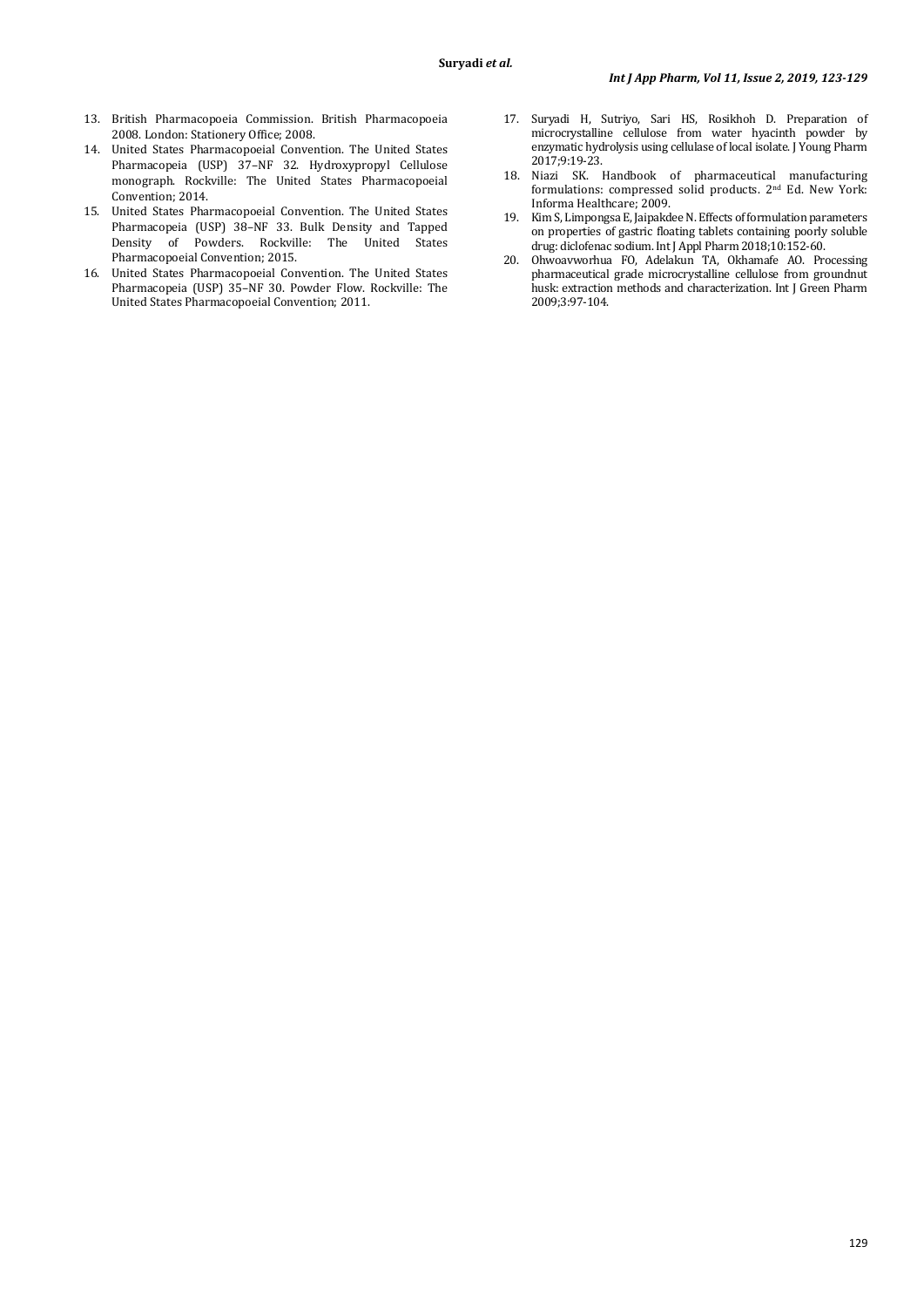13. British Pharmacopoeia Commission. British Pharmacopoeia 2008. London: Stationery Office; 2008.
14. United States Pharmacopoeial Convention. The United States Pharmacopeia (USP) 37–NF 32. Hydroxypropyl Cellulose monograph. Rockville: The United States Pharmacopoeial Convention; 2014.
15. United States Pharmacopoeial Convention. The United States Pharmacopeia (USP) 38–NF 33. Bulk Density and Tapped Density of Powders. Rockville: The United States Pharmacopoeial Convention; 2015.
16. United States Pharmacopoeial Convention. The United States Pharmacopeia (USP) 35–NF 30. Powder Flow. Rockville: The United States Pharmacopoeial Convention; 2011.
17. Suryadi H, Sutriyo, Sari HS, Rosikhoh D. Preparation of microcrystalline cellulose from water hyacinth powder by enzymatic hydrolysis using cellulase of local isolate. J Young Pharm 2017;9:19-23.
18. Niazi SK. Handbook of pharmaceutical manufacturing formulations: compressed solid products. 2nd Ed. New York: Informa Healthcare; 2009.
19. Kim S, Limpongsa E, Jaipakdee N. Effects of formulation parameters on properties of gastric floating tablets containing poorly soluble drug: diclofenac sodium. Int J Appl Pharm 2018;10:152-60.
20. Ohwoavworhua FO, Adelakun TA, Okhamafe AO. Processing pharmaceutical grade microcrystalline cellulose from groundnut husk: extraction methods and characterization. Int J Green Pharm 2009;3:97-104.